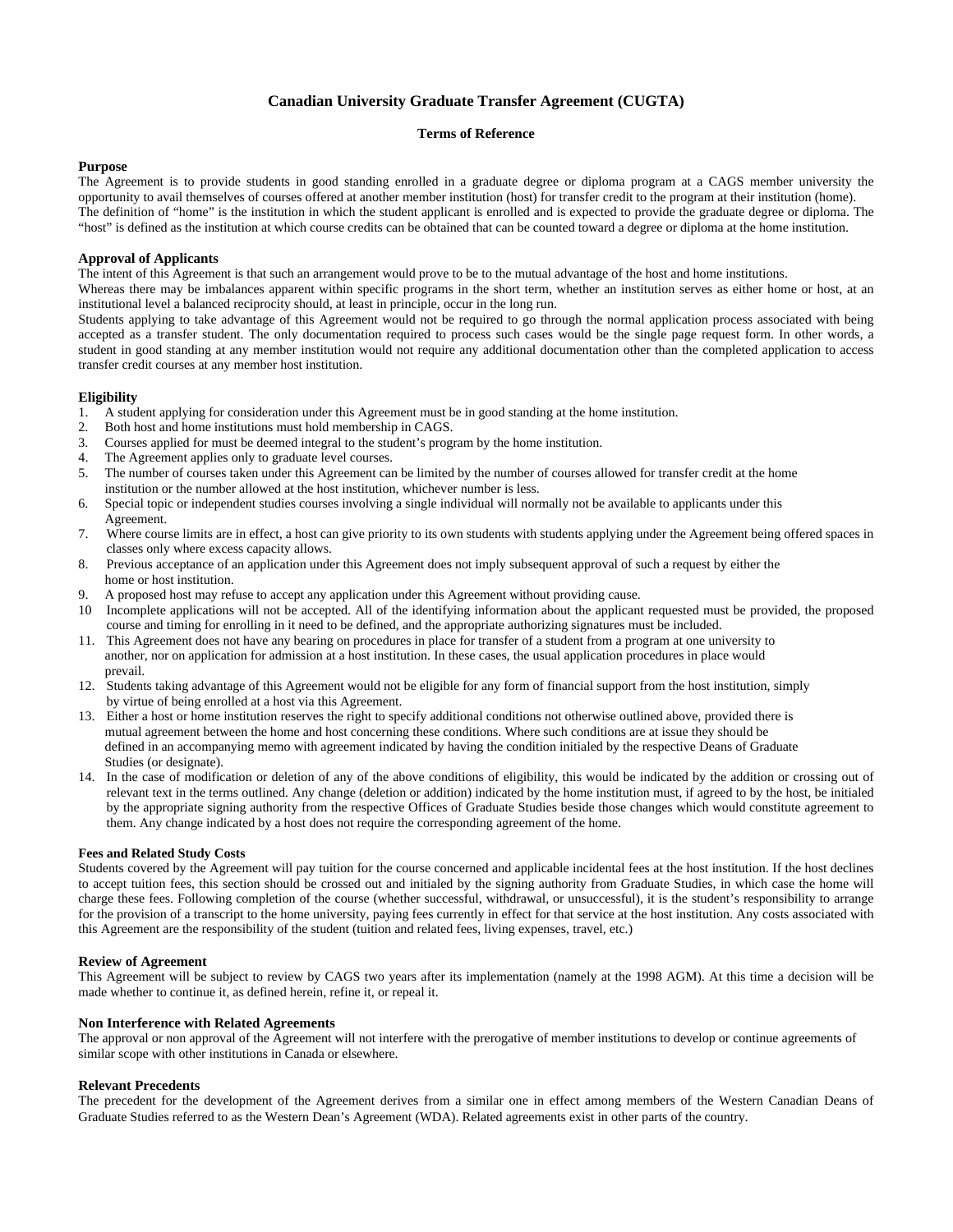# Canadian University Graduate Transfer Agreement (CUGTA)

## Terms of Reference

### Purpose

The Agreement is to provide students in good standing enrolled in a graduate degree or diploma program at a CAGS member university the opportunity to avail themselves of courses offered at another member institution (host) for transfer credit to the program at their institution (home).
The definition of "home" is the institution in which the student applicant is enrolled and is expected to provide the graduate degree or diploma. The "host" is defined as the institution at which course credits can be obtained that can be counted toward a degree or diploma at the home institution.

### Approval of Applicants

The intent of this Agreement is that such an arrangement would prove to be to the mutual advantage of the host and home institutions.
Whereas there may be imbalances apparent within specific programs in the short term, whether an institution serves as either home or host, at an institutional level a balanced reciprocity should, at least in principle, occur in the long run.
Students applying to take advantage of this Agreement would not be required to go through the normal application process associated with being accepted as a transfer student. The only documentation required to process such cases would be the single page request form. In other words, a student in good standing at any member institution would not require any additional documentation other than the completed application to access transfer credit courses at any member host institution.

### Eligibility

1. A student applying for consideration under this Agreement must be in good standing at the home institution.
2. Both host and home institutions must hold membership in CAGS.
3. Courses applied for must be deemed integral to the student's program by the home institution.
4. The Agreement applies only to graduate level courses.
5. The number of courses taken under this Agreement can be limited by the number of courses allowed for transfer credit at the home institution or the number allowed at the host institution, whichever number is less.
6. Special topic or independent studies courses involving a single individual will normally not be available to applicants under this Agreement.
7. Where course limits are in effect, a host can give priority to its own students with students applying under the Agreement being offered spaces in classes only where excess capacity allows.
8. Previous acceptance of an application under this Agreement does not imply subsequent approval of such a request by either the home or host institution.
9. A proposed host may refuse to accept any application under this Agreement without providing cause.
10. Incomplete applications will not be accepted. All of the identifying information about the applicant requested must be provided, the proposed course and timing for enrolling in it need to be defined, and the appropriate authorizing signatures must be included.
11. This Agreement does not have any bearing on procedures in place for transfer of a student from a program at one university to another, nor on application for admission at a host institution. In these cases, the usual application procedures in place would prevail.
12. Students taking advantage of this Agreement would not be eligible for any form of financial support from the host institution, simply by virtue of being enrolled at a host via this Agreement.
13. Either a host or home institution reserves the right to specify additional conditions not otherwise outlined above, provided there is mutual agreement between the home and host concerning these conditions. Where such conditions are at issue they should be defined in an accompanying memo with agreement indicated by having the condition initialed by the respective Deans of Graduate Studies (or designate).
14. In the case of modification or deletion of any of the above conditions of eligibility, this would be indicated by the addition or crossing out of relevant text in the terms outlined. Any change (deletion or addition) indicated by the home institution must, if agreed to by the host, be initialed by the appropriate signing authority from the respective Offices of Graduate Studies beside those changes which would constitute agreement to them. Any change indicated by a host does not require the corresponding agreement of the home.

### Fees and Related Study Costs

Students covered by the Agreement will pay tuition for the course concerned and applicable incidental fees at the host institution. If the host declines to accept tuition fees, this section should be crossed out and initialed by the signing authority from Graduate Studies, in which case the home will charge these fees. Following completion of the course (whether successful, withdrawal, or unsuccessful), it is the student's responsibility to arrange for the provision of a transcript to the home university, paying fees currently in effect for that service at the host institution. Any costs associated with this Agreement are the responsibility of the student (tuition and related fees, living expenses, travel, etc.)

### Review of Agreement

This Agreement will be subject to review by CAGS two years after its implementation (namely at the 1998 AGM). At this time a decision will be made whether to continue it, as defined herein, refine it, or repeal it.

### Non Interference with Related Agreements

The approval or non approval of the Agreement will not interfere with the prerogative of member institutions to develop or continue agreements of similar scope with other institutions in Canada or elsewhere.

### Relevant Precedents

The precedent for the development of the Agreement derives from a similar one in effect among members of the Western Canadian Deans of Graduate Studies referred to as the Western Dean's Agreement (WDA). Related agreements exist in other parts of the country.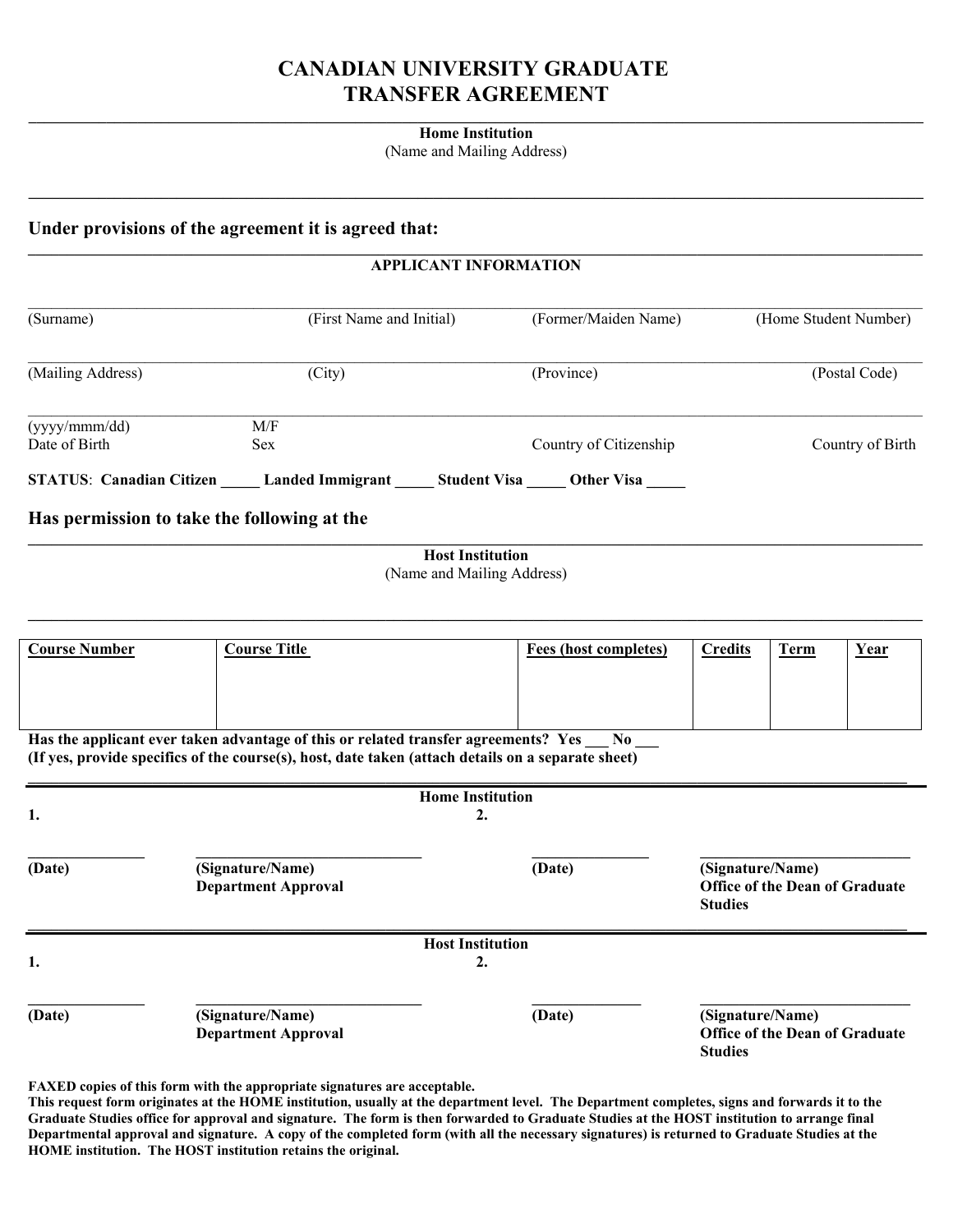# CANADIAN UNIVERSITY GRADUATE TRANSFER AGREEMENT

**Home Institution**
(Name and Mailing Address)

## Under provisions of the agreement it is agreed that:

**APPLICANT INFORMATION**

(Surname) (First Name and Initial) (Former/Maiden Name) (Home Student Number)

(Mailing Address) (City) (Province) (Postal Code)

(yyyy/mmm/dd) Date of Birth M/F Sex Country of Citizenship Country of Birth

**STATUS**: **Canadian Citizen _____ Landed Immigrant _____ Student Visa _____ Other Visa _____**

## Has permission to take the following at the

**Host Institution**
(Name and Mailing Address)

| Course Number | Course Title | Fees (host completes) | Credits | Term | Year |
|---|---|---|---|---|---|
| | | | | | |

**Has the applicant ever taken advantage of this or related transfer agreements? Yes ___ No ___**
**(If yes, provide specifics of the course(s), host, date taken (attach details on a separate sheet)**

**Home Institution**

**1.**

**(Date)** **(Signature/Name) Department Approval**

**2.**

**(Date)** **(Signature/Name) Office of the Dean of Graduate Studies**

**Host Institution**

**1.**

**(Date)** **(Signature/Name) Department Approval**

**2.**

**(Date)** **(Signature/Name) Office of the Dean of Graduate Studies**

**FAXED copies of this form with the appropriate signatures are acceptable.**
**This request form originates at the HOME institution, usually at the department level. The Department completes, signs and forwards it to the Graduate Studies office for approval and signature. The form is then forwarded to Graduate Studies at the HOST institution to arrange final Departmental approval and signature. A copy of the completed form (with all the necessary signatures) is returned to Graduate Studies at the HOME institution. The HOST institution retains the original.**